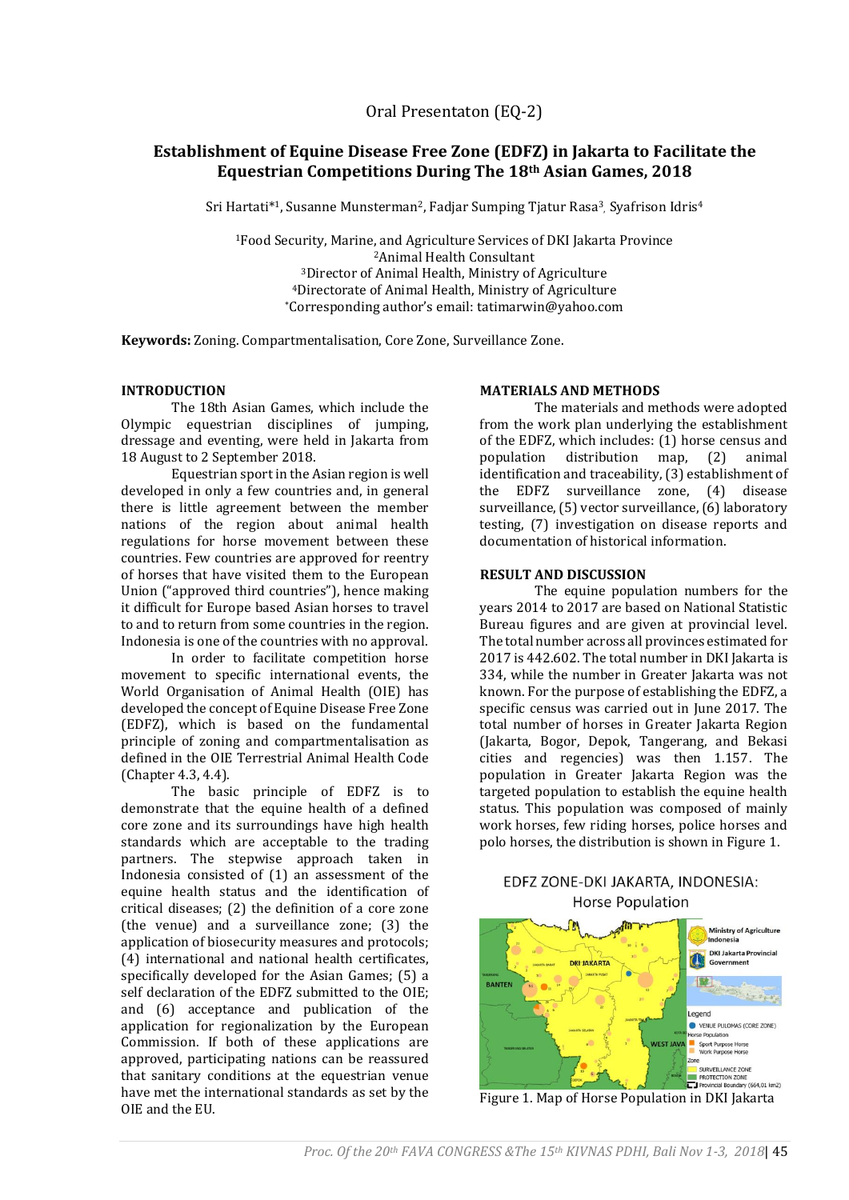Oral Presentaton (EQ-2)

# Establishment of Equine Disease Free Zone (EDFZ) in Jakarta to Facilitate the Equestrian Competitions During The 18th Asian Games, 2018

Sri Hartati*[1], Susanne Munsterman[2], Fadjar Sumping Tjatur Rasa[3], Syafrison Idris[4]

[1]Food Security, Marine, and Agriculture Services of DKI Jakarta Province
[2]Animal Health Consultant
[3]Director of Animal Health, Ministry of Agriculture
[4]Directorate of Animal Health, Ministry of Agriculture
*Corresponding author's email: tatimarwin@yahoo.com

**Keywords:** Zoning. Compartmentalisation, Core Zone, Surveillance Zone.

## INTRODUCTION

The 18th Asian Games, which include the Olympic equestrian disciplines of jumping, dressage and eventing, were held in Jakarta from 18 August to 2 September 2018.

Equestrian sport in the Asian region is well developed in only a few countries and, in general there is little agreement between the member nations of the region about animal health regulations for horse movement between these countries. Few countries are approved for reentry of horses that have visited them to the European Union ("approved third countries"), hence making it difficult for Europe based Asian horses to travel to and to return from some countries in the region. Indonesia is one of the countries with no approval.

In order to facilitate competition horse movement to specific international events, the World Organisation of Animal Health (OIE) has developed the concept of Equine Disease Free Zone (EDFZ), which is based on the fundamental principle of zoning and compartmentalisation as defined in the OIE Terrestrial Animal Health Code (Chapter 4.3, 4.4).

The basic principle of EDFZ is to demonstrate that the equine health of a defined core zone and its surroundings have high health standards which are acceptable to the trading partners. The stepwise approach taken in Indonesia consisted of (1) an assessment of the equine health status and the identification of critical diseases; (2) the definition of a core zone (the venue) and a surveillance zone; (3) the application of biosecurity measures and protocols; (4) international and national health certificates, specifically developed for the Asian Games; (5) a self declaration of the EDFZ submitted to the OIE; and (6) acceptance and publication of the application for regionalization by the European Commission. If both of these applications are approved, participating nations can be reassured that sanitary conditions at the equestrian venue have met the international standards as set by the OIE and the EU.

## MATERIALS AND METHODS

The materials and methods were adopted from the work plan underlying the establishment of the EDFZ, which includes: (1) horse census and population distribution map, (2) animal identification and traceability, (3) establishment of the EDFZ surveillance zone, (4) disease surveillance, (5) vector surveillance, (6) laboratory testing, (7) investigation on disease reports and documentation of historical information.

## RESULT AND DISCUSSION

The equine population numbers for the years 2014 to 2017 are based on National Statistic Bureau figures and are given at provincial level. The total number across all provinces estimated for 2017 is 442.602. The total number in DKI Jakarta is 334, while the number in Greater Jakarta was not known. For the purpose of establishing the EDFZ, a specific census was carried out in June 2017. The total number of horses in Greater Jakarta Region (Jakarta, Bogor, Depok, Tangerang, and Bekasi cities and regencies) was then 1.157. The population in Greater Jakarta Region was the targeted population to establish the equine health status. This population was composed of mainly work horses, few riding horses, police horses and polo horses, the distribution is shown in Figure 1.

Figure 1. Map of Horse Population in DKI Jakarta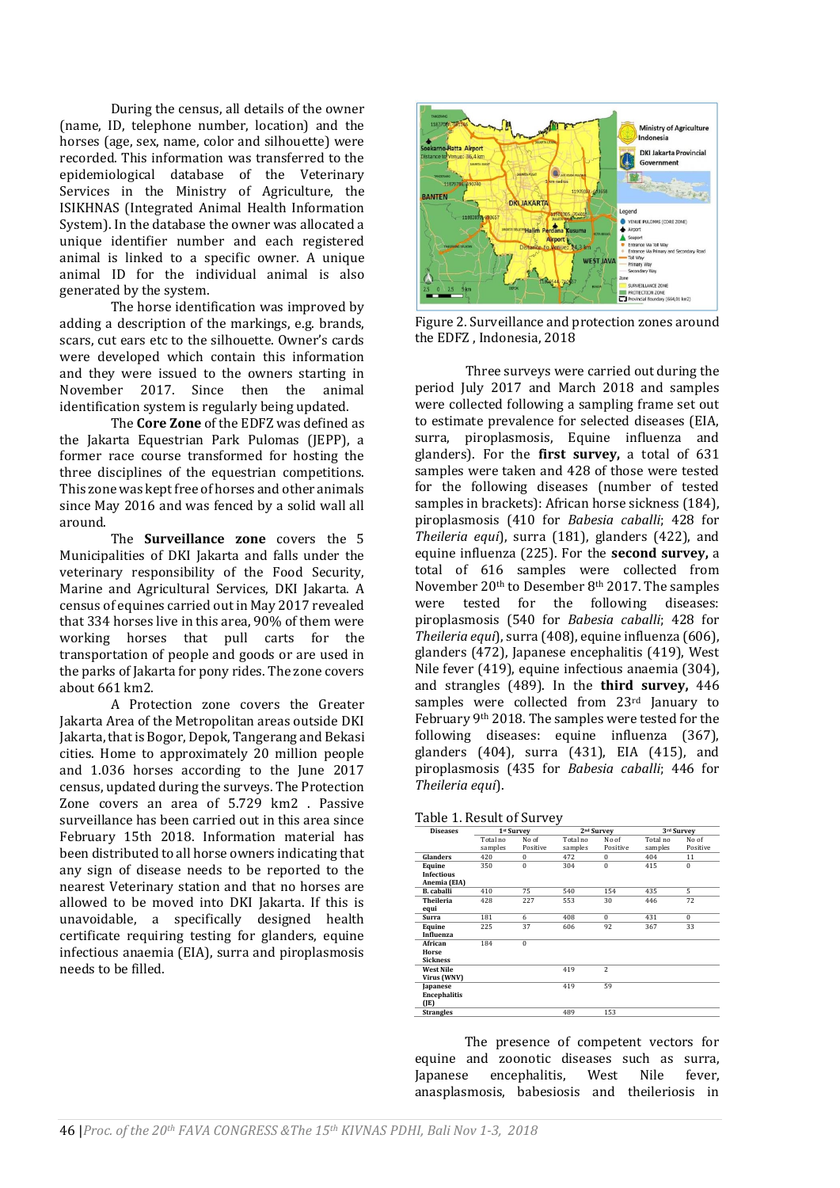During the census, all details of the owner (name, ID, telephone number, location) and the horses (age, sex, name, color and silhouette) were recorded. This information was transferred to the epidemiological database of the Veterinary Services in the Ministry of Agriculture, the ISIKHNAS (Integrated Animal Health Information System). In the database the owner was allocated a unique identifier number and each registered animal is linked to a specific owner. A unique animal ID for the individual animal is also generated by the system.

The horse identification was improved by adding a description of the markings, e.g. brands, scars, cut ears etc to the silhouette. Owner's cards were developed which contain this information and they were issued to the owners starting in November 2017. Since then the animal identification system is regularly being updated.

The **Core Zone** of the EDFZ was defined as the Jakarta Equestrian Park Pulomas (JEPP), a former race course transformed for hosting the three disciplines of the equestrian competitions. This zone was kept free of horses and other animals since May 2016 and was fenced by a solid wall all around.

The **Surveillance zone** covers the 5 Municipalities of DKI Jakarta and falls under the veterinary responsibility of the Food Security, Marine and Agricultural Services, DKI Jakarta. A census of equines carried out in May 2017 revealed that 334 horses live in this area, 90% of them were working horses that pull carts for the transportation of people and goods or are used in the parks of Jakarta for pony rides. The zone covers about 661 km2.

A Protection zone covers the Greater Jakarta Area of the Metropolitan areas outside DKI Jakarta, that is Bogor, Depok, Tangerang and Bekasi cities. Home to approximately 20 million people and 1.036 horses according to the June 2017 census, updated during the surveys. The Protection Zone covers an area of 5.729 km2 . Passive surveillance has been carried out in this area since February 15th 2018. Information material has been distributed to all horse owners indicating that any sign of disease needs to be reported to the nearest Veterinary station and that no horses are allowed to be moved into DKI Jakarta. If this is unavoidable, a specifically designed health certificate requiring testing for glanders, equine infectious anaemia (EIA), surra and piroplasmosis needs to be filled.

Figure 2. Surveillance and protection zones around the EDFZ , Indonesia, 2018

Three surveys were carried out during the period July 2017 and March 2018 and samples were collected following a sampling frame set out to estimate prevalence for selected diseases (EIA, surra, piroplasmosis, Equine influenza and glanders). For the **first survey,** a total of 631 samples were taken and 428 of those were tested for the following diseases (number of tested samples in brackets): African horse sickness (184), piroplasmosis (410 for *Babesia caballi*; 428 for *Theileria equi*), surra (181), glanders (422), and equine influenza (225). For the **second survey,** a total of 616 samples were collected from November 20th to Desember 8th 2017. The samples were tested for the following diseases: piroplasmosis (540 for *Babesia caballi*; 428 for *Theileria equi*), surra (408), equine influenza (606), glanders (472), Japanese encephalitis (419), West Nile fever (419), equine infectious anaemia (304), and strangles (489). In the **third survey,** 446 samples were collected from 23rd January to February 9th 2018. The samples were tested for the following diseases: equine influenza (367), glanders (404), surra (431), EIA (415), and piroplasmosis (435 for *Babesia caballi*; 446 for *Theileria equi*).

Table 1. Result of Survey

| Diseases | 1st Survey | | 2nd Survey | | 3rd Survey | |
|---|---|---|---|---|---|---|
| | Total no samples | No of Positive | Total no samples | No of Positive | Total no samples | No of Positive |
| Glanders | 420 | 0 | 472 | 0 | 404 | 11 |
| Equine Infectious Anemia (EIA) | 350 | 0 | 304 | 0 | 415 | 0 |
| B. caballi | 410 | 75 | 540 | 154 | 435 | 5 |
| Theileria equi | 428 | 227 | 553 | 30 | 446 | 72 |
| Surra | 181 | 6 | 408 | 0 | 431 | 0 |
| Equine Influenza | 225 | 37 | 606 | 92 | 367 | 33 |
| African Horse Sickness | 184 | 0 | | | | |
| West Nile Virus (WNV) | | | 419 | 2 | | |
| Japanese Encephalitis (JE) | | | 419 | 59 | | |
| Strangles | | | 489 | 153 | | |

The presence of competent vectors for equine and zoonotic diseases such as surra, Japanese encephalitis, West Nile fever, anasplasmosis, babesiosis and theileriosis in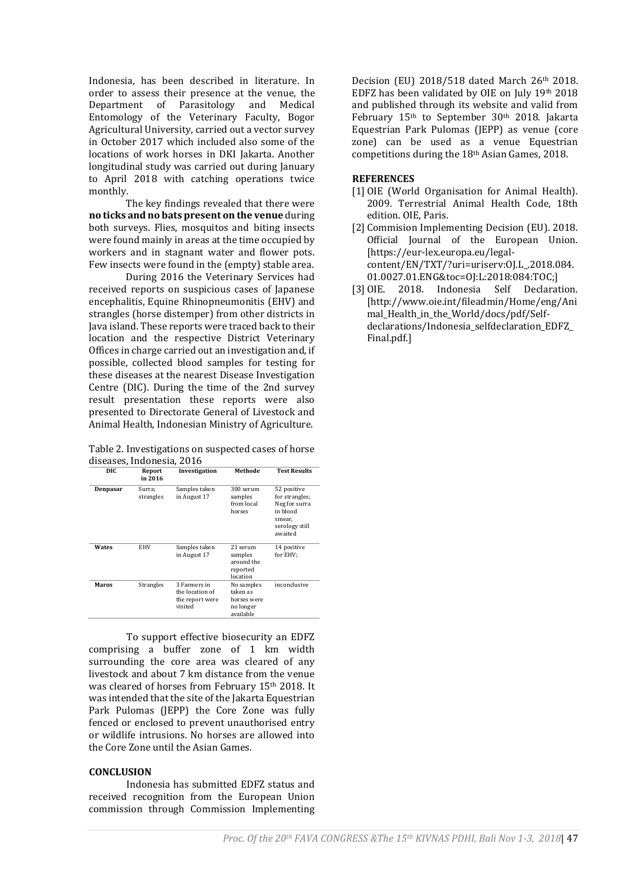Indonesia, has been described in literature. In order to assess their presence at the venue, the Department of Parasitology and Medical Entomology of the Veterinary Faculty, Bogor Agricultural University, carried out a vector survey in October 2017 which included also some of the locations of work horses in DKI Jakarta. Another longitudinal study was carried out during January to April 2018 with catching operations twice monthly.

The key findings revealed that there were **no ticks and no bats present on the venue** during both surveys. Flies, mosquitos and biting insects were found mainly in areas at the time occupied by workers and in stagnant water and flower pots. Few insects were found in the (empty) stable area.

During 2016 the Veterinary Services had received reports on suspicious cases of Japanese encephalitis, Equine Rhinopneumonitis (EHV) and strangles (horse distemper) from other districts in Java island. These reports were traced back to their location and the respective District Veterinary Offices in charge carried out an investigation and, if possible, collected blood samples for testing for these diseases at the nearest Disease Investigation Centre (DIC). During the time of the 2nd survey result presentation these reports were also presented to Directorate General of Livestock and Animal Health, Indonesian Ministry of Agriculture.

Table 2. Investigations on suspected cases of horse diseases, Indonesia, 2016

| DIC | Report in 2016 | Investigation | Methode | Test Results |
|---|---|---|---|---|
| **Denpasar** | Surra; strangles | Samples taken in August 17 | 300 serum samples from local horses | 52 positive for strangles; Neg for surra in blood smear, serology still awaited |
| **Wates** | EHV | Samples taken in August 17 | 21 serum samples around the reported location | 14 positive for EHV; |
| **Maros** | Strangles | 3 Farmers in the location of the report were visited | No samples taken as horses were no longer available | inconclusive |

To support effective biosecurity an EDFZ comprising a buffer zone of 1 km width surrounding the core area was cleared of any livestock and about 7 km distance from the venue was cleared of horses from February 15th 2018. It was intended that the site of the Jakarta Equestrian Park Pulomas (JEPP) the Core Zone was fully fenced or enclosed to prevent unauthorised entry or wildlife intrusions. No horses are allowed into the Core Zone until the Asian Games.

## CONCLUSION

Indonesia has submitted EDFZ status and received recognition from the European Union commission through Commission Implementing Decision (EU) 2018/518 dated March 26th 2018. EDFZ has been validated by OIE on July 19th 2018 and published through its website and valid from February 15th to September 30th 2018. Jakarta Equestrian Park Pulomas (JEPP) as venue (core zone) can be used as a venue Equestrian competitions during the 18th Asian Games, 2018.

## REFERENCES

[1] OIE (World Organisation for Animal Health). 2009. Terrestrial Animal Health Code, 18th edition. OIE, Paris.

[2] Commision Implementing Decision (EU). 2018. Official Journal of the European Union. [https://eur-lex.europa.eu/legal-content/EN/TXT/?uri=uriserv:OJ.L_.2018.084.01.0027.01.ENG&toc=OJ:L:2018:084:TOC;]

[3] OIE. 2018. Indonesia Self Declaration. [http://www.oie.int/fileadmin/Home/eng/Animal_Health_in_the_World/docs/pdf/Self-declarations/Indonesia_selfdeclaration_EDFZ_Final.pdf.]